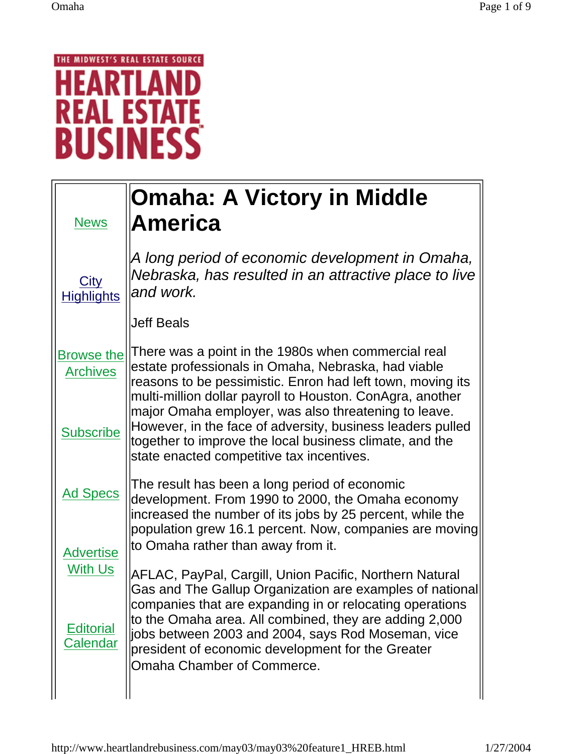THE MIDWEST'S REAL ESTATE SOURCE

**HEARTLAND REAL ESTATE BUSINESS**

News

City Highlights

Browse the Archives

Subscribe

Ad Specs

Advertise With Us

Editorial Calendar

# Omaha: A Victory in Middle America

*A long period of economic development in Omaha, Nebraska, has resulted in an attractive place to live and work.*

Jeff Beals

There was a point in the 1980s when commercial real estate professionals in Omaha, Nebraska, had viable reasons to be pessimistic. Enron had left town, moving its multi-million dollar payroll to Houston. ConAgra, another major Omaha employer, was also threatening to leave. However, in the face of adversity, business leaders pulled together to improve the local business climate, and the state enacted competitive tax incentives.

The result has been a long period of economic development. From 1990 to 2000, the Omaha economy increased the number of its jobs by 25 percent, while the population grew 16.1 percent. Now, companies are moving to Omaha rather than away from it.

AFLAC, PayPal, Cargill, Union Pacific, Northern Natural Gas and The Gallup Organization are examples of national companies that are expanding in or relocating operations to the Omaha area. All combined, they are adding 2,000 jobs between 2003 and 2004, says Rod Moseman, vice president of economic development for the Greater Omaha Chamber of Commerce.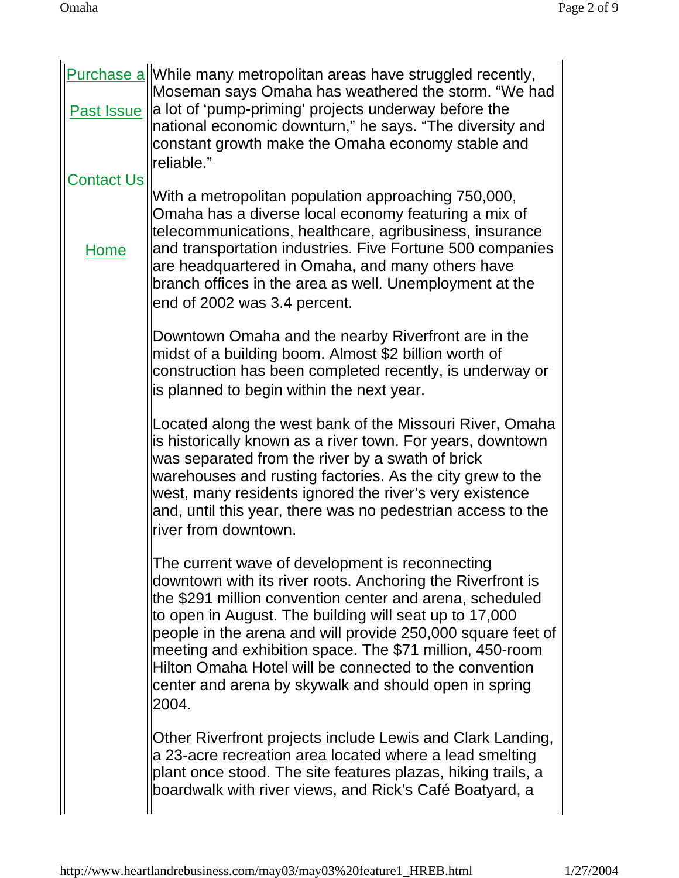Purchase a

Past Issue

Contact Us

Home

While many metropolitan areas have struggled recently, Moseman says Omaha has weathered the storm. “We had a lot of ‘pump-priming’ projects underway before the national economic downturn,” he says. “The diversity and constant growth make the Omaha economy stable and reliable.”

With a metropolitan population approaching 750,000, Omaha has a diverse local economy featuring a mix of telecommunications, healthcare, agribusiness, insurance and transportation industries. Five Fortune 500 companies are headquartered in Omaha, and many others have branch offices in the area as well. Unemployment at the end of 2002 was 3.4 percent.

Downtown Omaha and the nearby Riverfront are in the midst of a building boom. Almost $2 billion worth of construction has been completed recently, is underway or is planned to begin within the next year.

Located along the west bank of the Missouri River, Omaha is historically known as a river town. For years, downtown was separated from the river by a swath of brick warehouses and rusting factories. As the city grew to the west, many residents ignored the river’s very existence and, until this year, there was no pedestrian access to the river from downtown.

The current wave of development is reconnecting downtown with its river roots. Anchoring the Riverfront is the $291 million convention center and arena, scheduled to open in August. The building will seat up to 17,000 people in the arena and will provide 250,000 square feet of meeting and exhibition space. The $71 million, 450-room Hilton Omaha Hotel will be connected to the convention center and arena by skywalk and should open in spring 2004.

Other Riverfront projects include Lewis and Clark Landing, a 23-acre recreation area located where a lead smelting plant once stood. The site features plazas, hiking trails, a boardwalk with river views, and Rick’s Café Boatyard, a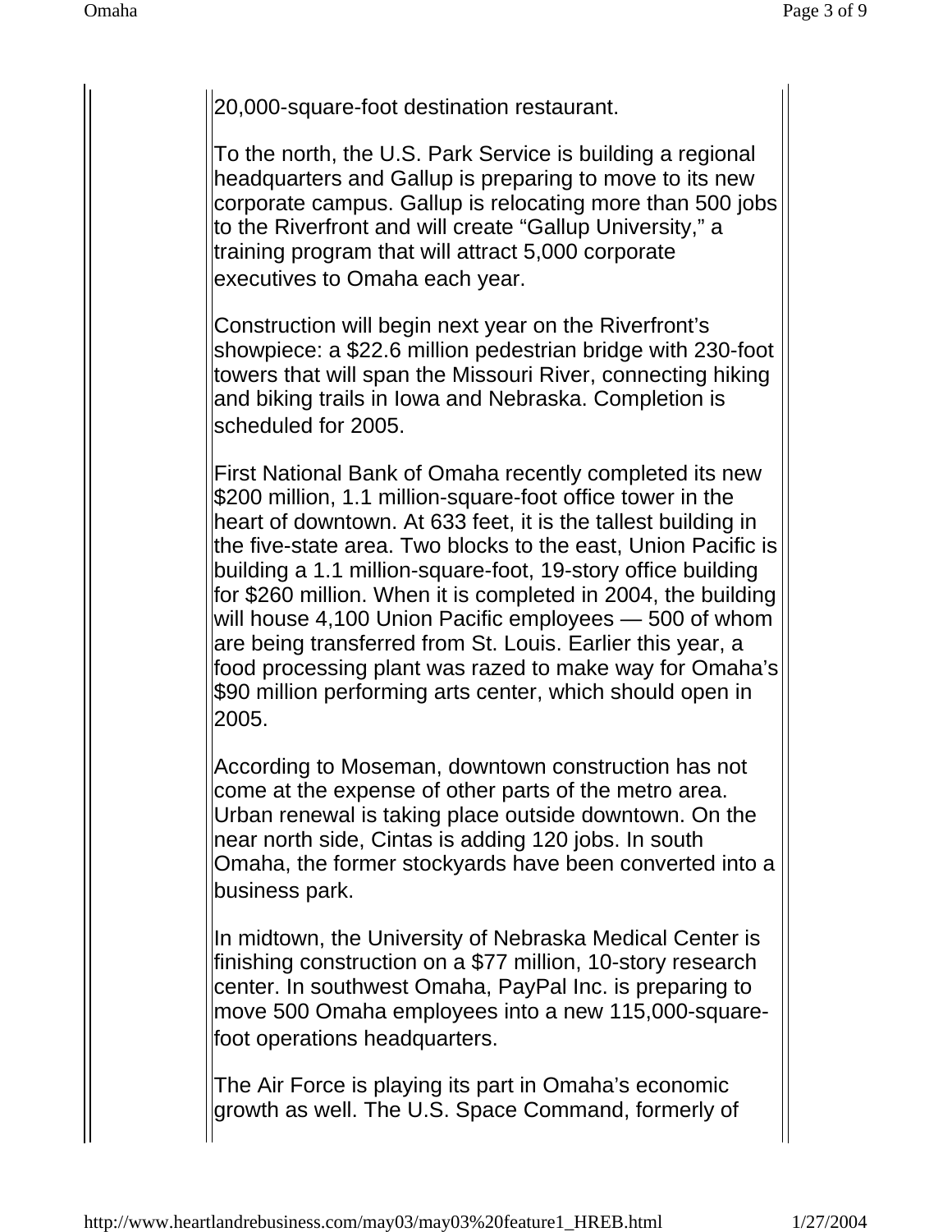20,000-square-foot destination restaurant.

To the north, the U.S. Park Service is building a regional headquarters and Gallup is preparing to move to its new corporate campus. Gallup is relocating more than 500 jobs to the Riverfront and will create “Gallup University,” a training program that will attract 5,000 corporate executives to Omaha each year.

Construction will begin next year on the Riverfront’s showpiece: a $22.6 million pedestrian bridge with 230-foot towers that will span the Missouri River, connecting hiking and biking trails in Iowa and Nebraska. Completion is scheduled for 2005.

First National Bank of Omaha recently completed its new $200 million, 1.1 million-square-foot office tower in the heart of downtown. At 633 feet, it is the tallest building in the five-state area. Two blocks to the east, Union Pacific is building a 1.1 million-square-foot, 19-story office building for $260 million. When it is completed in 2004, the building will house 4,100 Union Pacific employees — 500 of whom are being transferred from St. Louis. Earlier this year, a food processing plant was razed to make way for Omaha’s $90 million performing arts center, which should open in 2005.

According to Moseman, downtown construction has not come at the expense of other parts of the metro area. Urban renewal is taking place outside downtown. On the near north side, Cintas is adding 120 jobs. In south Omaha, the former stockyards have been converted into a business park.

In midtown, the University of Nebraska Medical Center is finishing construction on a $77 million, 10-story research center. In southwest Omaha, PayPal Inc. is preparing to move 500 Omaha employees into a new 115,000-square-foot operations headquarters.

The Air Force is playing its part in Omaha’s economic growth as well. The U.S. Space Command, formerly of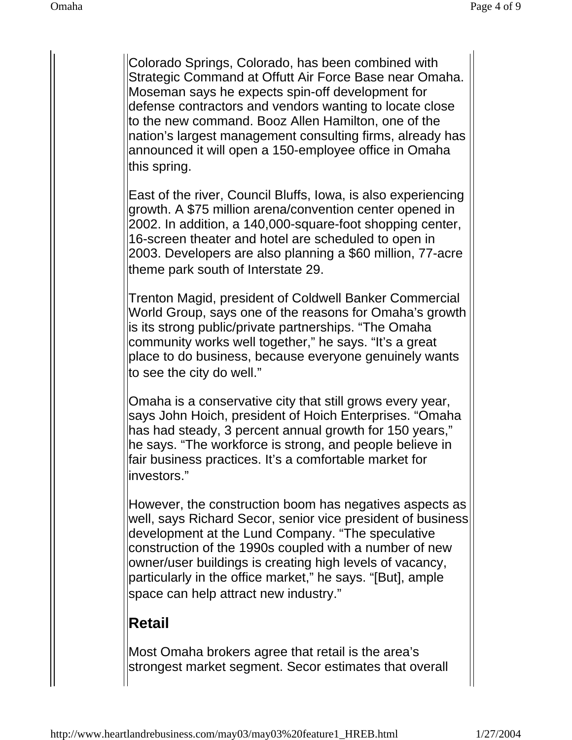Colorado Springs, Colorado, has been combined with Strategic Command at Offutt Air Force Base near Omaha. Moseman says he expects spin-off development for defense contractors and vendors wanting to locate close to the new command. Booz Allen Hamilton, one of the nation's largest management consulting firms, already has announced it will open a 150-employee office in Omaha this spring.

East of the river, Council Bluffs, Iowa, is also experiencing growth. A $75 million arena/convention center opened in 2002. In addition, a 140,000-square-foot shopping center, 16-screen theater and hotel are scheduled to open in 2003. Developers are also planning a $60 million, 77-acre theme park south of Interstate 29.

Trenton Magid, president of Coldwell Banker Commercial World Group, says one of the reasons for Omaha's growth is its strong public/private partnerships. "The Omaha community works well together," he says. "It's a great place to do business, because everyone genuinely wants to see the city do well."

Omaha is a conservative city that still grows every year, says John Hoich, president of Hoich Enterprises. "Omaha has had steady, 3 percent annual growth for 150 years," he says. "The workforce is strong, and people believe in fair business practices. It's a comfortable market for investors."

However, the construction boom has negatives aspects as well, says Richard Secor, senior vice president of business development at the Lund Company. "The speculative construction of the 1990s coupled with a number of new owner/user buildings is creating high levels of vacancy, particularly in the office market," he says. "[But], ample space can help attract new industry."

## Retail

Most Omaha brokers agree that retail is the area's strongest market segment. Secor estimates that overall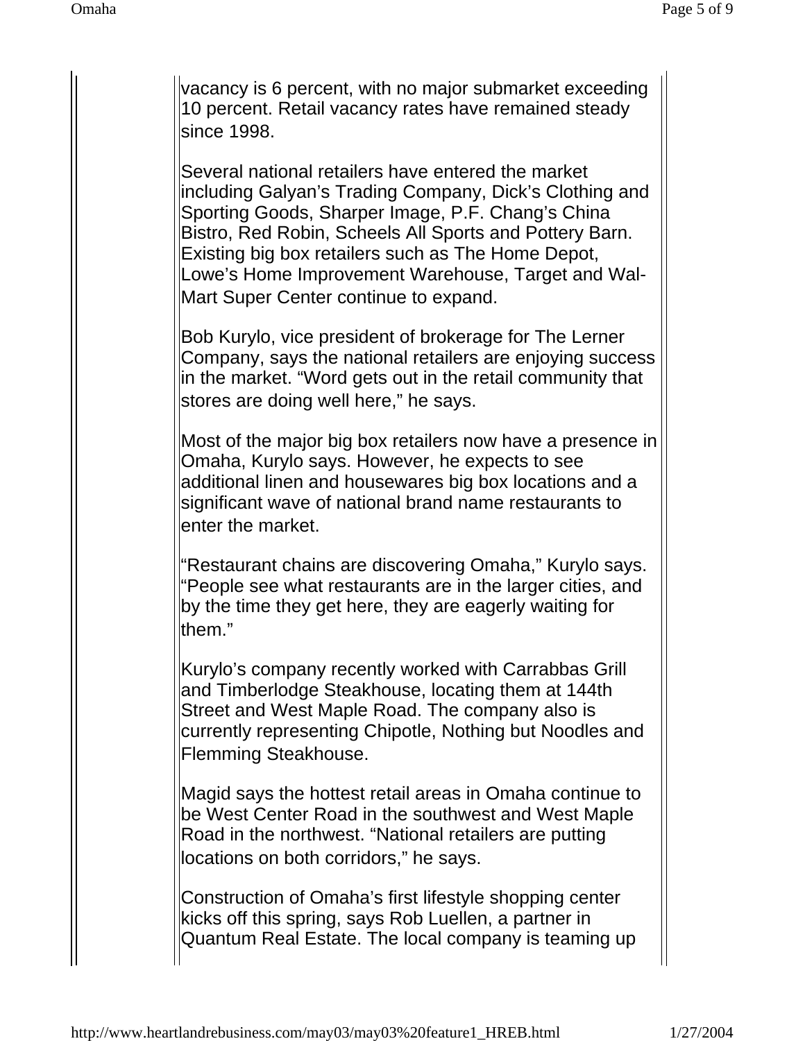vacancy is 6 percent, with no major submarket exceeding 10 percent. Retail vacancy rates have remained steady since 1998.

Several national retailers have entered the market including Galyan's Trading Company, Dick's Clothing and Sporting Goods, Sharper Image, P.F. Chang's China Bistro, Red Robin, Scheels All Sports and Pottery Barn. Existing big box retailers such as The Home Depot, Lowe's Home Improvement Warehouse, Target and Wal-Mart Super Center continue to expand.

Bob Kurylo, vice president of brokerage for The Lerner Company, says the national retailers are enjoying success in the market. "Word gets out in the retail community that stores are doing well here," he says.

Most of the major big box retailers now have a presence in Omaha, Kurylo says. However, he expects to see additional linen and housewares big box locations and a significant wave of national brand name restaurants to enter the market.

"Restaurant chains are discovering Omaha," Kurylo says. "People see what restaurants are in the larger cities, and by the time they get here, they are eagerly waiting for them."

Kurylo's company recently worked with Carrabbas Grill and Timberlodge Steakhouse, locating them at 144th Street and West Maple Road. The company also is currently representing Chipotle, Nothing but Noodles and Flemming Steakhouse.

Magid says the hottest retail areas in Omaha continue to be West Center Road in the southwest and West Maple Road in the northwest. "National retailers are putting locations on both corridors," he says.

Construction of Omaha's first lifestyle shopping center kicks off this spring, says Rob Luellen, a partner in Quantum Real Estate. The local company is teaming up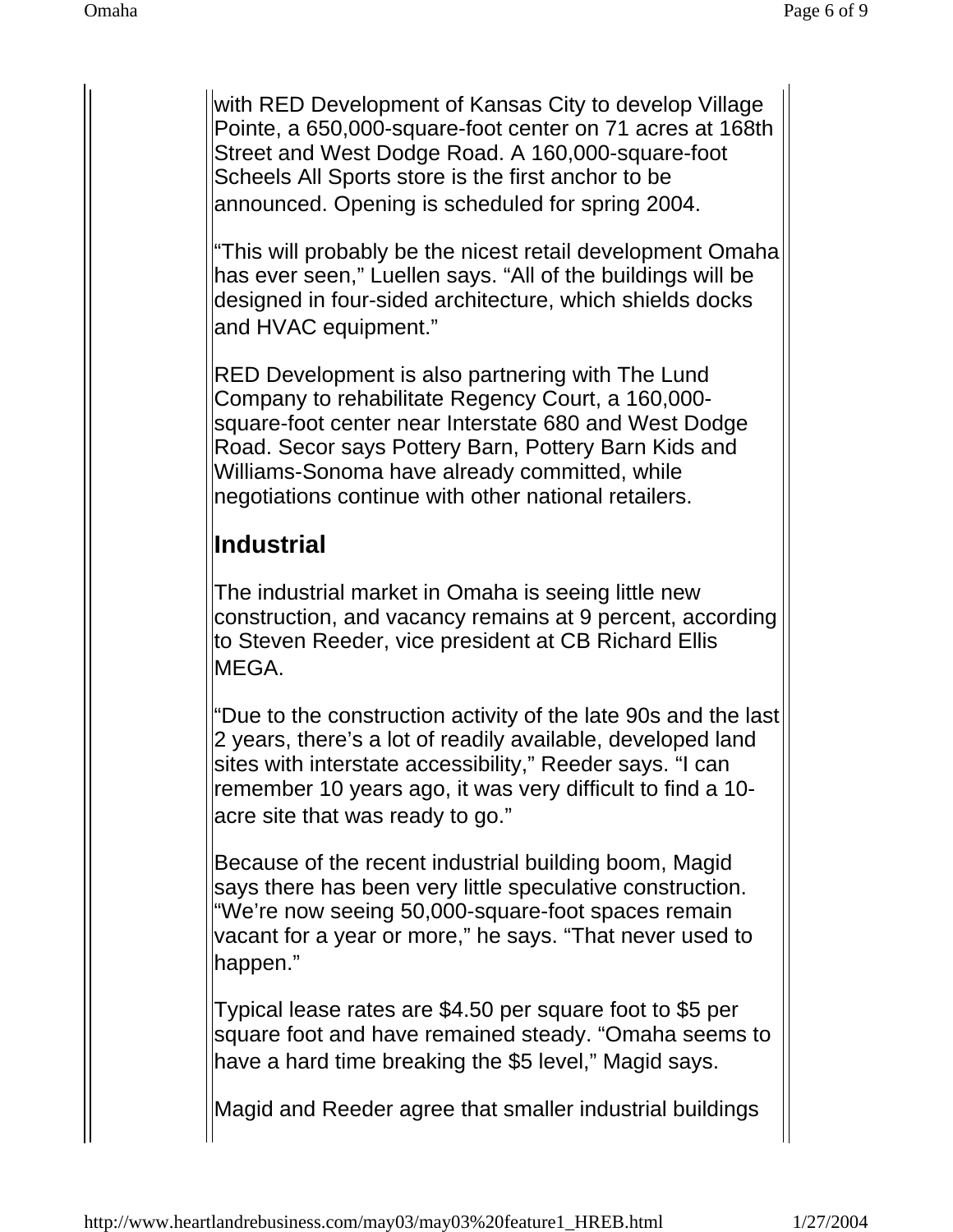with RED Development of Kansas City to develop Village Pointe, a 650,000-square-foot center on 71 acres at 168th Street and West Dodge Road. A 160,000-square-foot Scheels All Sports store is the first anchor to be announced. Opening is scheduled for spring 2004.

"This will probably be the nicest retail development Omaha has ever seen," Luellen says. "All of the buildings will be designed in four-sided architecture, which shields docks and HVAC equipment."

RED Development is also partnering with The Lund Company to rehabilitate Regency Court, a 160,000-square-foot center near Interstate 680 and West Dodge Road. Secor says Pottery Barn, Pottery Barn Kids and Williams-Sonoma have already committed, while negotiations continue with other national retailers.

## Industrial

The industrial market in Omaha is seeing little new construction, and vacancy remains at 9 percent, according to Steven Reeder, vice president at CB Richard Ellis MEGA.

"Due to the construction activity of the late 90s and the last 2 years, there's a lot of readily available, developed land sites with interstate accessibility," Reeder says. "I can remember 10 years ago, it was very difficult to find a 10-acre site that was ready to go."

Because of the recent industrial building boom, Magid says there has been very little speculative construction. "We're now seeing 50,000-square-foot spaces remain vacant for a year or more," he says. "That never used to happen."

Typical lease rates are $4.50 per square foot to $5 per square foot and have remained steady. "Omaha seems to have a hard time breaking the $5 level," Magid says.

Magid and Reeder agree that smaller industrial buildings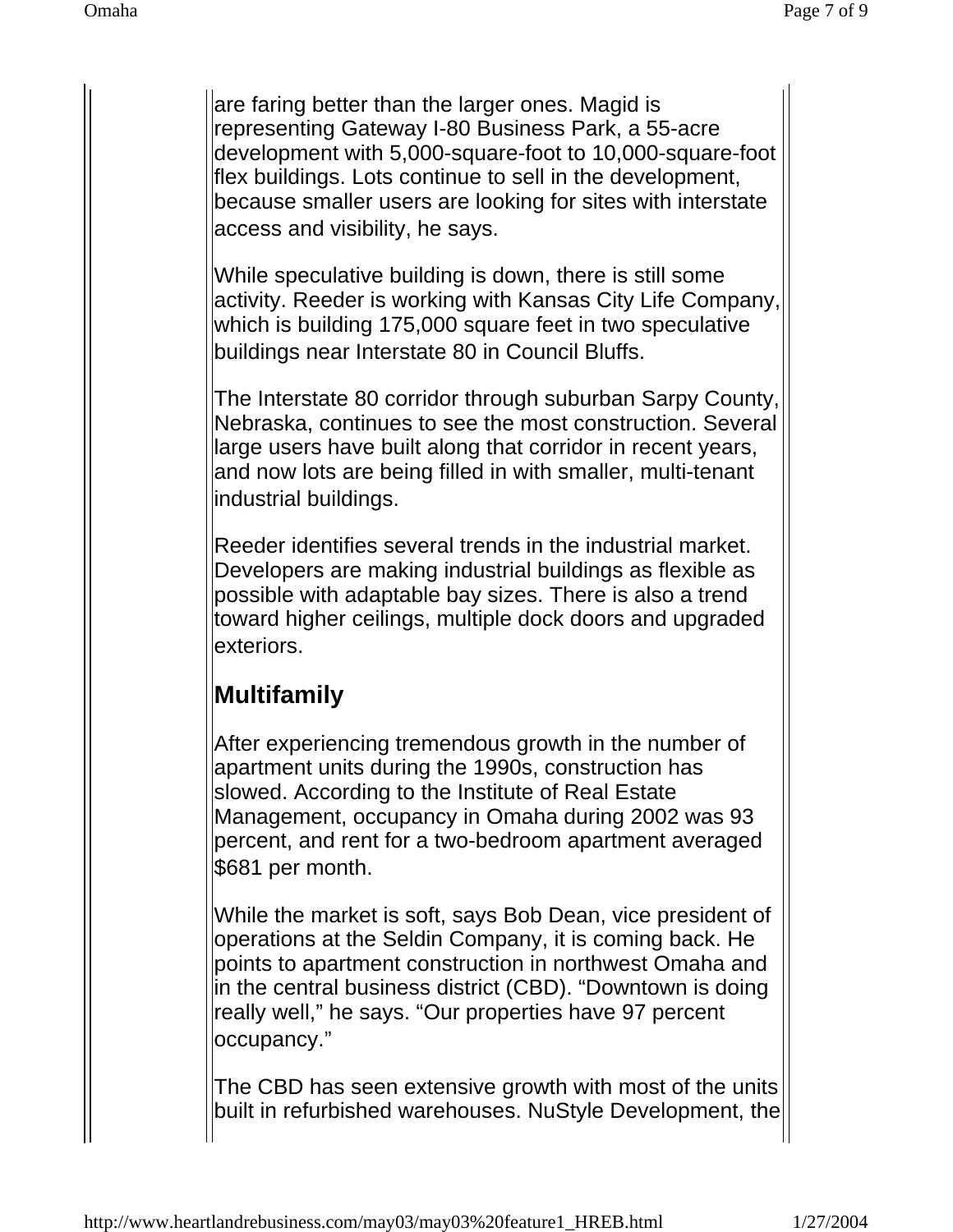are faring better than the larger ones. Magid is representing Gateway I-80 Business Park, a 55-acre development with 5,000-square-foot to 10,000-square-foot flex buildings. Lots continue to sell in the development, because smaller users are looking for sites with interstate access and visibility, he says.

While speculative building is down, there is still some activity. Reeder is working with Kansas City Life Company, which is building 175,000 square feet in two speculative buildings near Interstate 80 in Council Bluffs.

The Interstate 80 corridor through suburban Sarpy County, Nebraska, continues to see the most construction. Several large users have built along that corridor in recent years, and now lots are being filled in with smaller, multi-tenant industrial buildings.

Reeder identifies several trends in the industrial market. Developers are making industrial buildings as flexible as possible with adaptable bay sizes. There is also a trend toward higher ceilings, multiple dock doors and upgraded exteriors.

## Multifamily

After experiencing tremendous growth in the number of apartment units during the 1990s, construction has slowed. According to the Institute of Real Estate Management, occupancy in Omaha during 2002 was 93 percent, and rent for a two-bedroom apartment averaged $681 per month.

While the market is soft, says Bob Dean, vice president of operations at the Seldin Company, it is coming back. He points to apartment construction in northwest Omaha and in the central business district (CBD). “Downtown is doing really well,” he says. “Our properties have 97 percent occupancy.”

The CBD has seen extensive growth with most of the units built in refurbished warehouses. NuStyle Development, the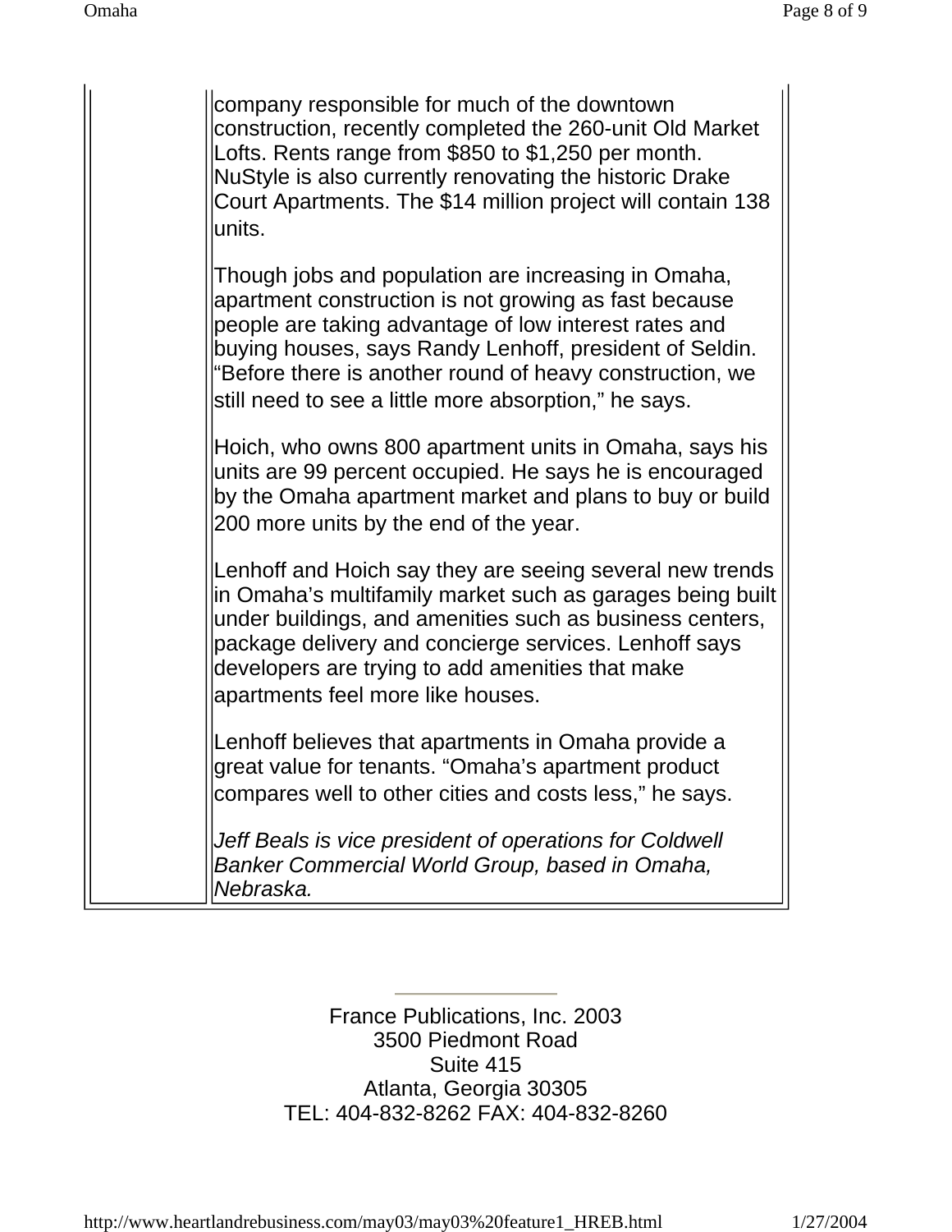company responsible for much of the downtown construction, recently completed the 260-unit Old Market Lofts. Rents range from $850 to $1,250 per month. NuStyle is also currently renovating the historic Drake Court Apartments. The $14 million project will contain 138 units.

Though jobs and population are increasing in Omaha, apartment construction is not growing as fast because people are taking advantage of low interest rates and buying houses, says Randy Lenhoff, president of Seldin. "Before there is another round of heavy construction, we still need to see a little more absorption," he says.

Hoich, who owns 800 apartment units in Omaha, says his units are 99 percent occupied. He says he is encouraged by the Omaha apartment market and plans to buy or build 200 more units by the end of the year.

Lenhoff and Hoich say they are seeing several new trends in Omaha's multifamily market such as garages being built under buildings, and amenities such as business centers, package delivery and concierge services. Lenhoff says developers are trying to add amenities that make apartments feel more like houses.

Lenhoff believes that apartments in Omaha provide a great value for tenants. "Omaha's apartment product compares well to other cities and costs less," he says.

*Jeff Beals is vice president of operations for Coldwell Banker Commercial World Group, based in Omaha, Nebraska.*

France Publications, Inc. 2003
3500 Piedmont Road
Suite 415
Atlanta, Georgia 30305
TEL: 404-832-8262 FAX: 404-832-8260